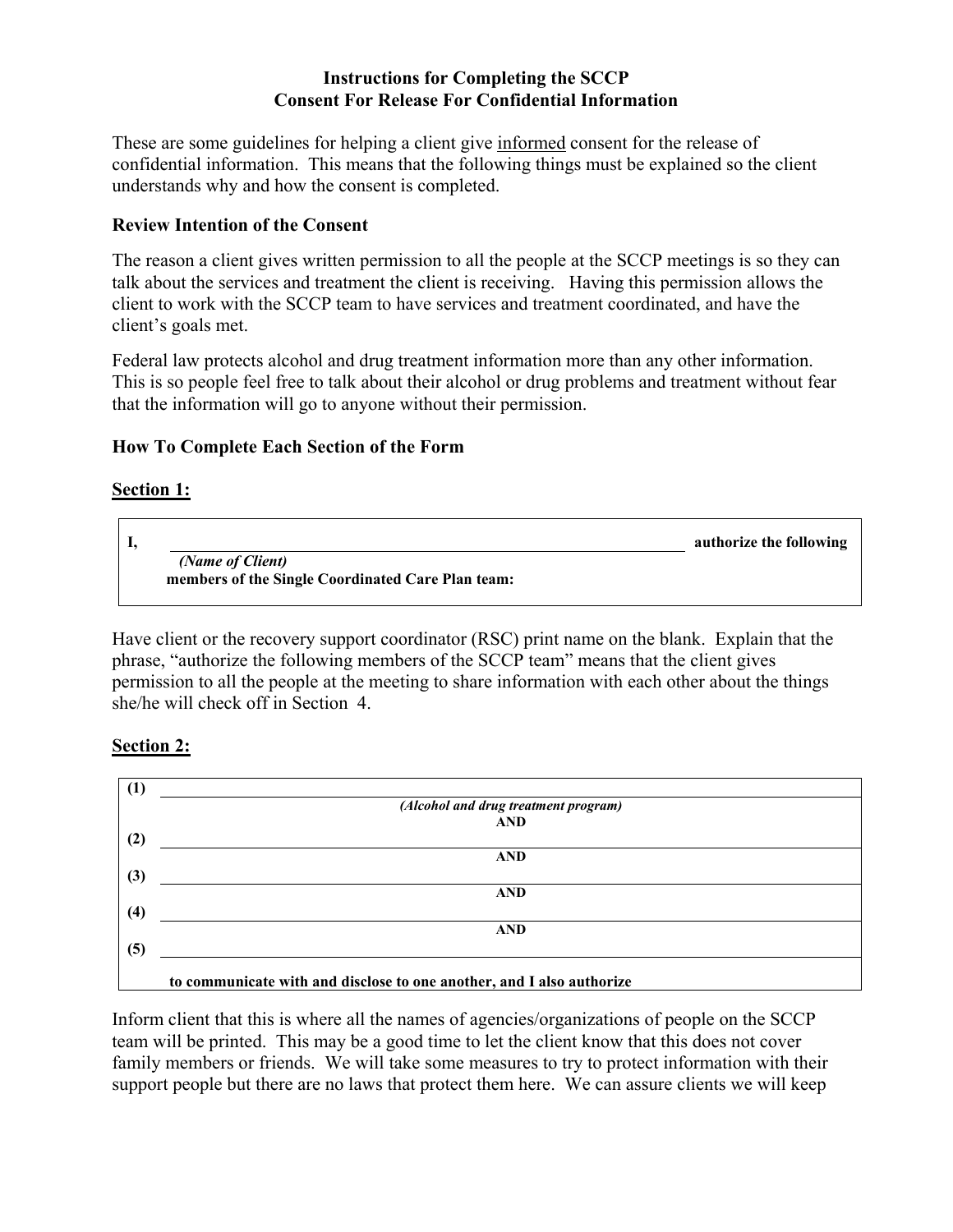**Instructions for Completing the SCCP**
**Consent For Release For Confidential Information**

These are some guidelines for helping a client give <u>informed</u> consent for the release of confidential information. This means that the following things must be explained so the client understands why and how the consent is completed.

### Review Intention of the Consent

The reason a client gives written permission to all the people at the SCCP meetings is so they can talk about the services and treatment the client is receiving. Having this permission allows the client to work with the SCCP team to have services and treatment coordinated, and have the client's goals met.

Federal law protects alcohol and drug treatment information more than any other information. This is so people feel free to talk about their alcohol or drug problems and treatment without fear that the information will go to anyone without their permission.

### How To Complete Each Section of the Form

**<u>Section 1:</u>**

> **I,** ______________________________________________ **authorize the following**
> *(Name of Client)*
> **members of the Single Coordinated Care Plan team:**

Have client or the recovery support coordinator (RSC) print name on the blank. Explain that the phrase, "authorize the following members of the SCCP team" means that the client gives permission to all the people at the meeting to share information with each other about the things she/he will check off in Section 4.

**<u>Section 2:</u>**

> **(1)** ______________________________________________
> *(Alcohol and drug treatment program)*
> **AND**
> **(2)** ______________________________________________
> **AND**
> **(3)** ______________________________________________
> **AND**
> **(4)** ______________________________________________
> **AND**
> **(5)** ______________________________________________
>
> **to communicate with and disclose to one another, and I also authorize**

Inform client that this is where all the names of agencies/organizations of people on the SCCP team will be printed. This may be a good time to let the client know that this does not cover family members or friends. We will take some measures to try to protect information with their support people but there are no laws that protect them here. We can assure clients we will keep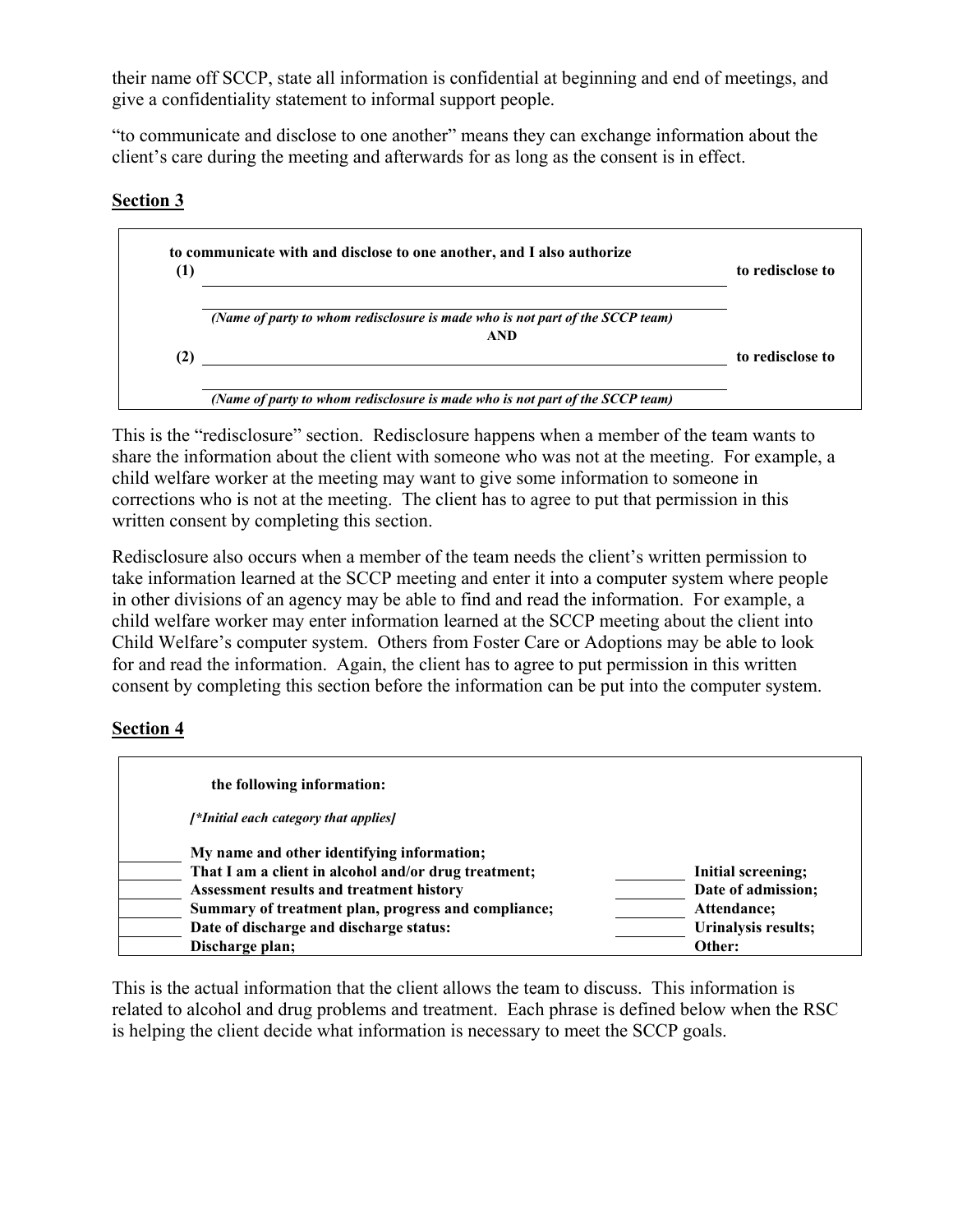their name off SCCP, state all information is confidential at beginning and end of meetings, and give a confidentiality statement to informal support people.

"to communicate and disclose to one another" means they can exchange information about the client's care during the meeting and afterwards for as long as the consent is in effect.

## Section 3

> **to communicate with and disclose to one another, and I also authorize**
>
> **(1)** ______________________________________________ **to redisclose to**
>
> ______________________________________________
>
> ***(Name of party to whom redisclosure is made who is not part of the SCCP team)***
>
> **AND**
>
> **(2)** ______________________________________________ **to redisclose to**
>
> ______________________________________________
>
> ***(Name of party to whom redisclosure is made who is not part of the SCCP team)***

This is the "redisclosure" section. Redisclosure happens when a member of the team wants to share the information about the client with someone who was not at the meeting. For example, a child welfare worker at the meeting may want to give some information to someone in corrections who is not at the meeting. The client has to agree to put that permission in this written consent by completing this section.

Redisclosure also occurs when a member of the team needs the client's written permission to take information learned at the SCCP meeting and enter it into a computer system where people in other divisions of an agency may be able to find and read the information. For example, a child welfare worker may enter information learned at the SCCP meeting about the client into Child Welfare's computer system. Others from Foster Care or Adoptions may be able to look for and read the information. Again, the client has to agree to put permission in this written consent by completing this section before the information can be put into the computer system.

## Section 4

> **the following information:**
>
> ***[\*Initial each category that applies]***

| | | | |
|---|---|---|---|
| ________ | **My name and other identifying information;** | | |
| ________ | **That I am a client in alcohol and/or drug treatment;** | ________ | **Initial screening;** |
| ________ | **Assessment results and treatment history** | ________ | **Date of admission;** |
| ________ | **Summary of treatment plan, progress and compliance;** | ________ | **Attendance;** |
| ________ | **Date of discharge and discharge status:** | ________ | **Urinalysis results;** |
| ________ | **Discharge plan;** | | **Other:** |

This is the actual information that the client allows the team to discuss. This information is related to alcohol and drug problems and treatment. Each phrase is defined below when the RSC is helping the client decide what information is necessary to meet the SCCP goals.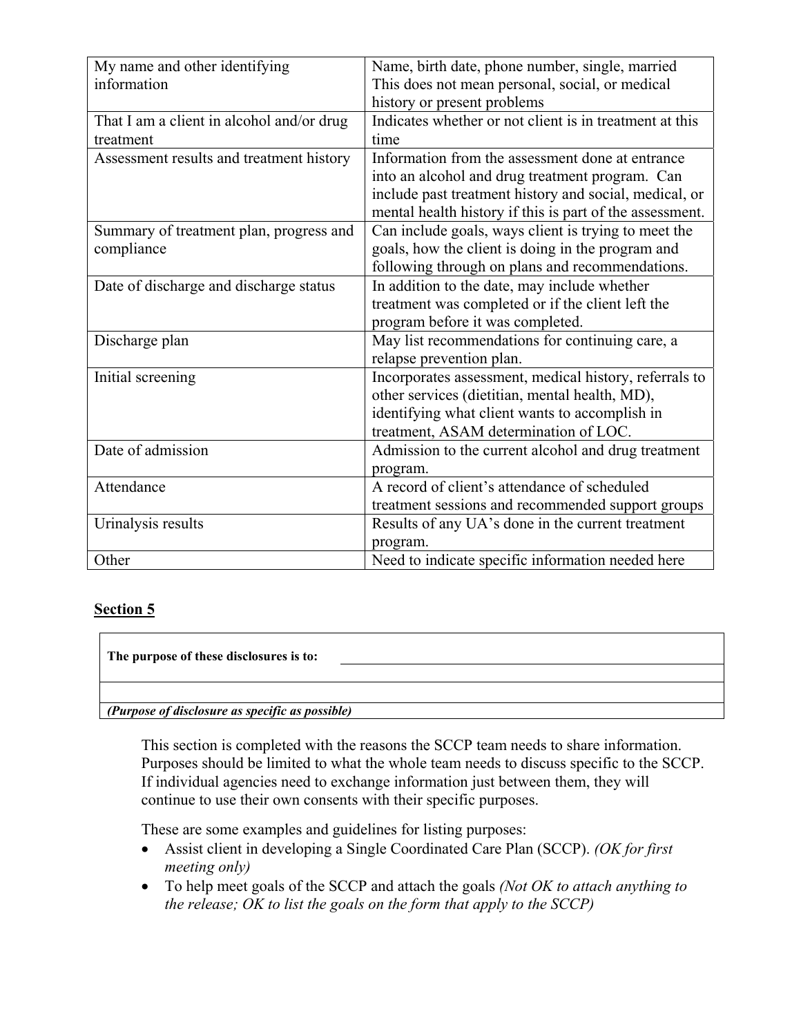| | |
|---|---|
| My name and other identifying information | Name, birth date, phone number, single, married This does not mean personal, social, or medical history or present problems |
| That I am a client in alcohol and/or drug treatment | Indicates whether or not client is in treatment at this time |
| Assessment results and treatment history | Information from the assessment done at entrance into an alcohol and drug treatment program. Can include past treatment history and social, medical, or mental health history if this is part of the assessment. |
| Summary of treatment plan, progress and compliance | Can include goals, ways client is trying to meet the goals, how the client is doing in the program and following through on plans and recommendations. |
| Date of discharge and discharge status | In addition to the date, may include whether treatment was completed or if the client left the program before it was completed. |
| Discharge plan | May list recommendations for continuing care, a relapse prevention plan. |
| Initial screening | Incorporates assessment, medical history, referrals to other services (dietitian, mental health, MD), identifying what client wants to accomplish in treatment, ASAM determination of LOC. |
| Date of admission | Admission to the current alcohol and drug treatment program. |
| Attendance | A record of client's attendance of scheduled treatment sessions and recommended support groups |
| Urinalysis results | Results of any UA's done in the current treatment program. |
| Other | Need to indicate specific information needed here |

## Section 5

| |
|---|
| **The purpose of these disclosures is to:** ______________________________ |
| |
| |
| ***(Purpose of disclosure as specific as possible)*** |

This section is completed with the reasons the SCCP team needs to share information. Purposes should be limited to what the whole team needs to discuss specific to the SCCP. If individual agencies need to exchange information just between them, they will continue to use their own consents with their specific purposes.

These are some examples and guidelines for listing purposes:

- Assist client in developing a Single Coordinated Care Plan (SCCP). *(OK for first meeting only)*
- To help meet goals of the SCCP and attach the goals *(Not OK to attach anything to the release; OK to list the goals on the form that apply to the SCCP)*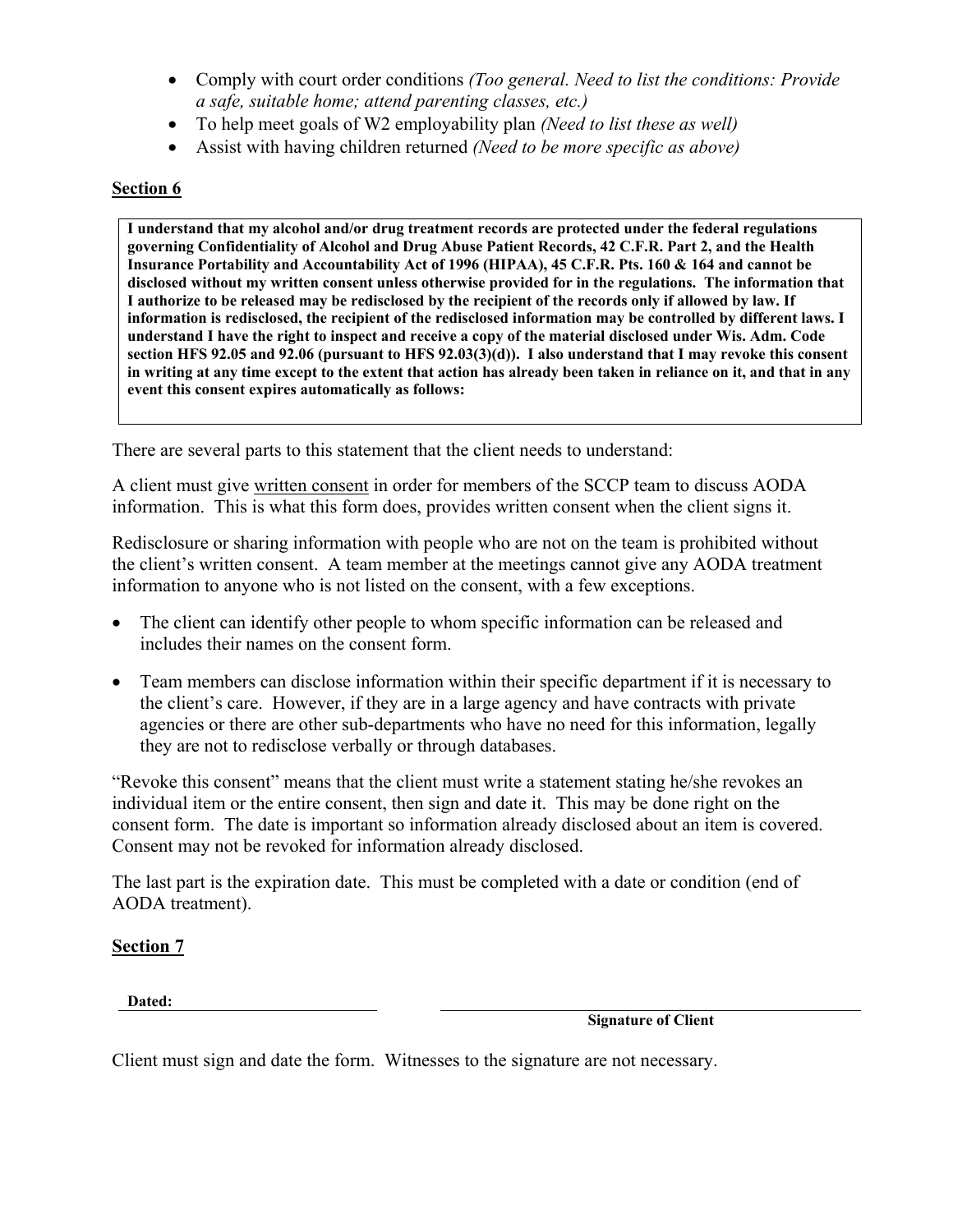- Comply with court order conditions *(Too general. Need to list the conditions: Provide a safe, suitable home; attend parenting classes, etc.)*
- To help meet goals of W2 employability plan *(Need to list these as well)*
- Assist with having children returned *(Need to be more specific as above)*

## Section 6

> **I understand that my alcohol and/or drug treatment records are protected under the federal regulations governing Confidentiality of Alcohol and Drug Abuse Patient Records, 42 C.F.R. Part 2, and the Health Insurance Portability and Accountability Act of 1996 (HIPAA), 45 C.F.R. Pts. 160 & 164 and cannot be disclosed without my written consent unless otherwise provided for in the regulations. The information that I authorize to be released may be redisclosed by the recipient of the records only if allowed by law. If information is redisclosed, the recipient of the redisclosed information may be controlled by different laws. I understand I have the right to inspect and receive a copy of the material disclosed under Wis. Adm. Code section HFS 92.05 and 92.06 (pursuant to HFS 92.03(3)(d)). I also understand that I may revoke this consent in writing at any time except to the extent that action has already been taken in reliance on it, and that in any event this consent expires automatically as follows:**

There are several parts to this statement that the client needs to understand:

A client must give <u>written consent</u> in order for members of the SCCP team to discuss AODA information. This is what this form does, provides written consent when the client signs it.

Redisclosure or sharing information with people who are not on the team is prohibited without the client's written consent. A team member at the meetings cannot give any AODA treatment information to anyone who is not listed on the consent, with a few exceptions.

- The client can identify other people to whom specific information can be released and includes their names on the consent form.
- Team members can disclose information within their specific department if it is necessary to the client's care. However, if they are in a large agency and have contracts with private agencies or there are other sub-departments who have no need for this information, legally they are not to redisclose verbally or through databases.

"Revoke this consent" means that the client must write a statement stating he/she revokes an individual item or the entire consent, then sign and date it. This may be done right on the consent form. The date is important so information already disclosed about an item is covered. Consent may not be revoked for information already disclosed.

The last part is the expiration date. This must be completed with a date or condition (end of AODA treatment).

## Section 7

**Dated:** ______________________ ________________________________________
**Signature of Client**

Client must sign and date the form. Witnesses to the signature are not necessary.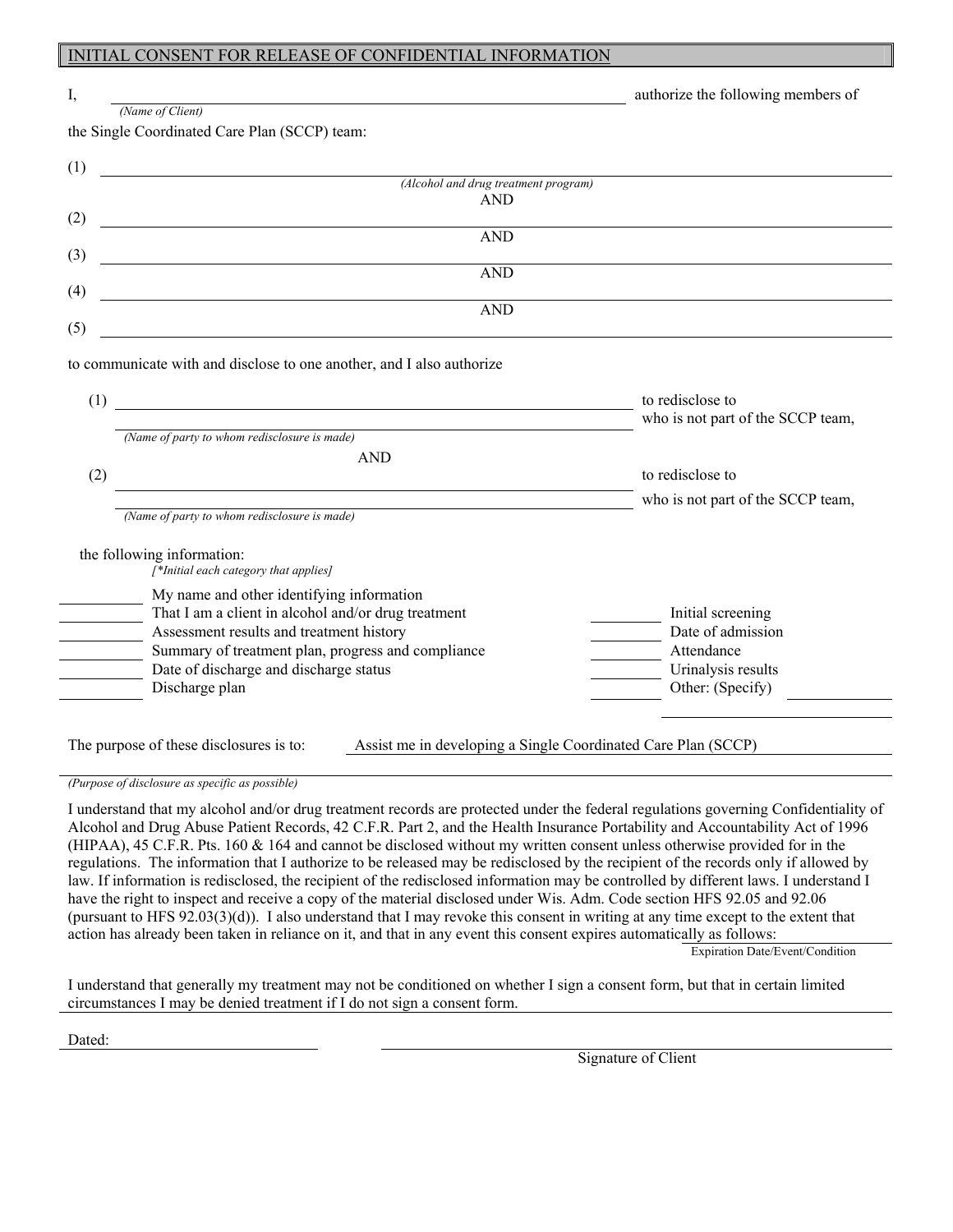## INITIAL CONSENT FOR RELEASE OF CONFIDENTIAL INFORMATION

I, ____________________________________________ authorize the following members of
*(Name of Client)*

the Single Coordinated Care Plan (SCCP) team:

(1) ____________________________________________
*(Alcohol and drug treatment program)*

AND

(2) ____________________________________________

AND

(3) ____________________________________________

AND

(4) ____________________________________________

AND

(5) ____________________________________________

to communicate with and disclose to one another, and I also authorize

(1) ____________________________________________ to redisclose to
____________________________________________ who is not part of the SCCP team,
*(Name of party to whom redisclosure is made)*

AND

(2) ____________________________________________ to redisclose to
____________________________________________ who is not part of the SCCP team,
*(Name of party to whom redisclosure is made)*

the following information:
*[\*Initial each category that applies]*

| | | | |
|---|---|---|---|
| ______ | My name and other identifying information | | |
| ______ | That I am a client in alcohol and/or drug treatment | ______ | Initial screening |
| ______ | Assessment results and treatment history | ______ | Date of admission |
| ______ | Summary of treatment plan, progress and compliance | ______ | Attendance |
| ______ | Date of discharge and discharge status | ______ | Urinalysis results |
| ______ | Discharge plan | ______ | Other: (Specify) ______ |

The purpose of these disclosures is to: Assist me in developing a Single Coordinated Care Plan (SCCP)

*(Purpose of disclosure as specific as possible)*

I understand that my alcohol and/or drug treatment records are protected under the federal regulations governing Confidentiality of Alcohol and Drug Abuse Patient Records, 42 C.F.R. Part 2, and the Health Insurance Portability and Accountability Act of 1996 (HIPAA), 45 C.F.R. Pts. 160 & 164 and cannot be disclosed without my written consent unless otherwise provided for in the regulations. The information that I authorize to be released may be redisclosed by the recipient of the records only if allowed by law. If information is redisclosed, the recipient of the redisclosed information may be controlled by different laws. I understand I have the right to inspect and receive a copy of the material disclosed under Wis. Adm. Code section HFS 92.05 and 92.06 (pursuant to HFS 92.03(3)(d)). I also understand that I may revoke this consent in writing at any time except to the extent that action has already been taken in reliance on it, and that in any event this consent expires automatically as follows: ____________________
Expiration Date/Event/Condition

I understand that generally my treatment may not be conditioned on whether I sign a consent form, but that in certain limited circumstances I may be denied treatment if I do not sign a consent form.

Dated: ____________________ ____________________________________________
Signature of Client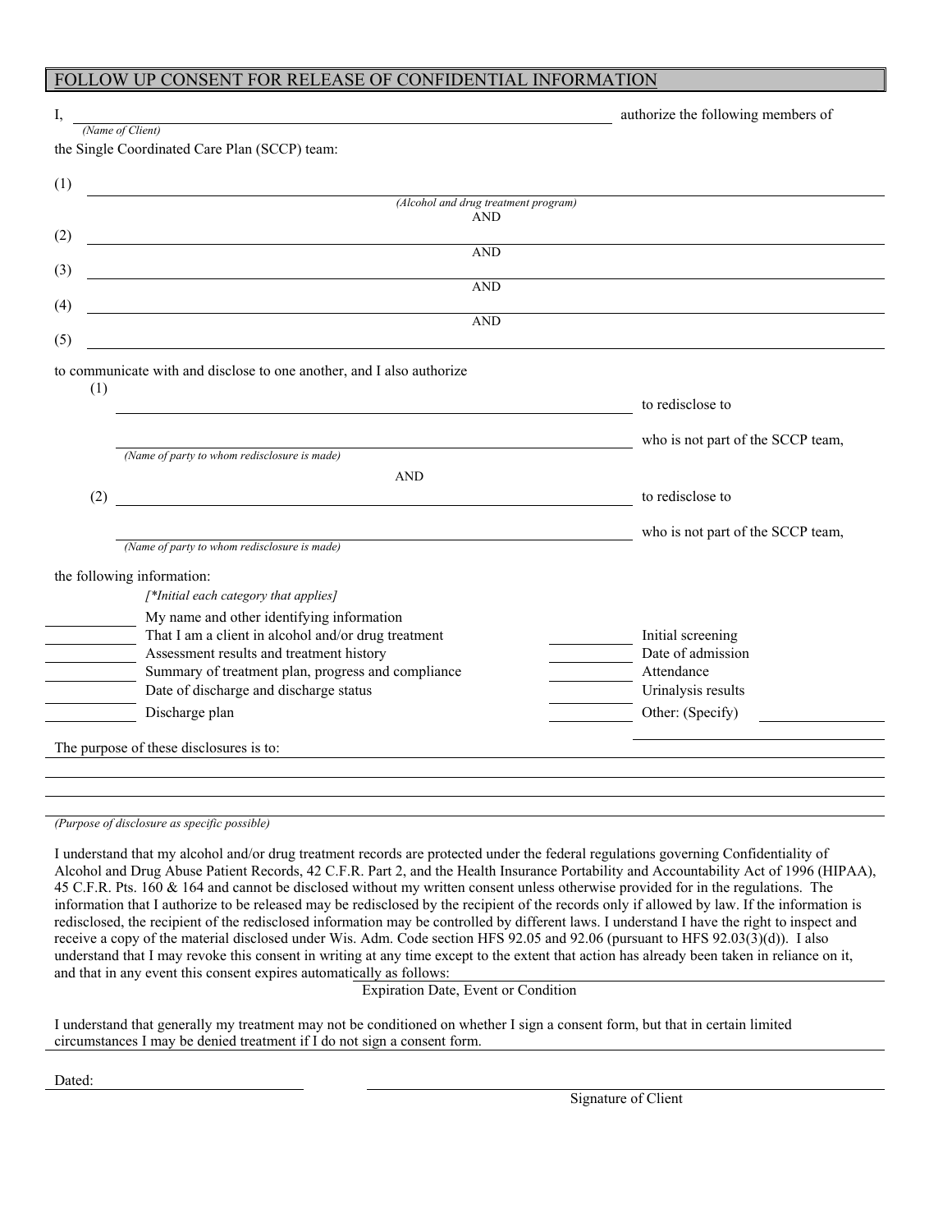# FOLLOW UP CONSENT FOR RELEASE OF CONFIDENTIAL INFORMATION

I, ______________________________________________ authorize the following members of
*(Name of Client)*

the Single Coordinated Care Plan (SCCP) team:

(1) ______________________________________________
*(Alcohol and drug treatment program)*

AND

(2) ______________________________________________

AND

(3) ______________________________________________

AND

(4) ______________________________________________

AND

(5) ______________________________________________

to communicate with and disclose to one another, and I also authorize

(1) ______________________________________________ to redisclose to

______________________________________________ who is not part of the SCCP team,
*(Name of party to whom redisclosure is made)*

AND

(2) ______________________________________________ to redisclose to

______________________________________________ who is not part of the SCCP team,
*(Name of party to whom redisclosure is made)*

the following information:

*[*Initial each category that applies]*

| | | | |
|---|---|---|---|
| ________ | My name and other identifying information | | |
| ________ | That I am a client in alcohol and/or drug treatment | ________ | Initial screening |
| ________ | Assessment results and treatment history | ________ | Date of admission |
| ________ | Summary of treatment plan, progress and compliance | ________ | Attendance |
| ________ | Date of discharge and discharge status | ________ | Urinalysis results |
| ________ | Discharge plan | ________ | Other: (Specify) ________ |

The purpose of these disclosures is to: ______________________________________________

______________________________________________

______________________________________________

*(Purpose of disclosure as specific possible)*

I understand that my alcohol and/or drug treatment records are protected under the federal regulations governing Confidentiality of Alcohol and Drug Abuse Patient Records, 42 C.F.R. Part 2, and the Health Insurance Portability and Accountability Act of 1996 (HIPAA), 45 C.F.R. Pts. 160 & 164 and cannot be disclosed without my written consent unless otherwise provided for in the regulations. The information that I authorize to be released may be redisclosed by the recipient of the records only if allowed by law. If the information is redisclosed, the recipient of the redisclosed information may be controlled by different laws. I understand I have the right to inspect and receive a copy of the material disclosed under Wis. Adm. Code section HFS 92.05 and 92.06 (pursuant to HFS 92.03(3)(d)). I also understand that I may revoke this consent in writing at any time except to the extent that action has already been taken in reliance on it, and that in any event this consent expires automatically as follows: ______________________________________________

Expiration Date, Event or Condition

I understand that generally my treatment may not be conditioned on whether I sign a consent form, but that in certain limited circumstances I may be denied treatment if I do not sign a consent form.

Dated: ____________________ ______________________________________________

Signature of Client